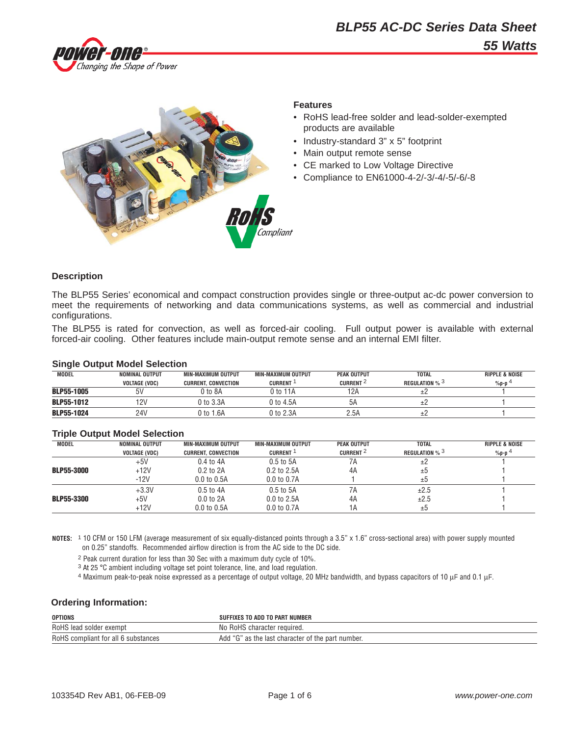# BLP55 AC-DC Series Data Sheet

## 55 Watts

### Features

- RoHS lead-free solder and lead-solder-exempted products are available
- Industry-standard 3" x 5" footprint
- Main output remote sense
- CE marked to Low Voltage Directive
- Compliance to EN61000-4-2/-3/-4/-5/-6/-8

### Description

The BLP55 Series' economical and compact construction provides single or three-output ac-dc power conversion to meet the requirements of networking and data communications systems, as well as commercial and industrial configurations.

The BLP55 is rated for convection, as well as forced-air cooling. Full output power is available with external forced-air cooling. Other features include main-output remote sense and an internal EMI filter.

### Single Output Model Selection

| MODEL | NOMINAL OUTPUT VOLTAGE (VDC) | MIN-MAXIMUM OUTPUT CURRENT, CONVECTION | MIN-MAXIMUM OUTPUT CURRENT [1] | PEAK OUTPUT CURRENT [2] | TOTAL REGULATION % [3] | RIPPLE & NOISE %p-p [4] |
|---|---|---|---|---|---|---|
| **BLP55-1005** | 5V | 0 to 8A | 0 to 11A | 12A | ±2 | 1 |
| **BLP55-1012** | 12V | 0 to 3.3A | 0 to 4.5A | 5A | ±2 | 1 |
| **BLP55-1024** | 24V | 0 to 1.6A | 0 to 2.3A | 2.5A | ±2 | 1 |

### Triple Output Model Selection

| MODEL | NOMINAL OUTPUT VOLTAGE (VDC) | MIN-MAXIMUM OUTPUT CURRENT, CONVECTION | MIN-MAXIMUM OUTPUT CURRENT [1] | PEAK OUTPUT CURRENT [2] | TOTAL REGULATION % [3] | RIPPLE & NOISE %p-p [4] |
|---|---|---|---|---|---|---|
| **BLP55-3000** | +5V | 0.4 to 4A | 0.5 to 5A | 7A | ±2 | 1 |
| | +12V | 0.2 to 2A | 0.2 to 2.5A | 4A | ±5 | 1 |
| | -12V | 0.0 to 0.5A | 0.0 to 0.7A | 1 | ±5 | 1 |
| **BLP55-3300** | +3.3V | 0.5 to 4A | 0.5 to 5A | 7A | ±2.5 | 1 |
| | +5V | 0.0 to 2A | 0.0 to 2.5A | 4A | ±2.5 | 1 |
| | +12V | 0.0 to 0.5A | 0.0 to 0.7A | 1A | ±5 | 1 |

**NOTES:** [1] 10 CFM or 150 LFM (average measurement of six equally-distanced points through a 3.5" x 1.6" cross-sectional area) with power supply mounted on 0.25" standoffs. Recommended airflow direction is from the AC side to the DC side.

[2] Peak current duration for less than 30 Sec with a maximum duty cycle of 10%.

[3] At 25 °C ambient including voltage set point tolerance, line, and load regulation.

[4] Maximum peak-to-peak noise expressed as a percentage of output voltage, 20 MHz bandwidth, and bypass capacitors of 10 µF and 0.1 µF.

### Ordering Information:

| OPTIONS | SUFFIXES TO ADD TO PART NUMBER |
|---|---|
| RoHS lead solder exempt | No RoHS character required. |
| RoHS compliant for all 6 substances | Add "G" as the last character of the part number. |

103354D Rev AB1, 06-FEB-09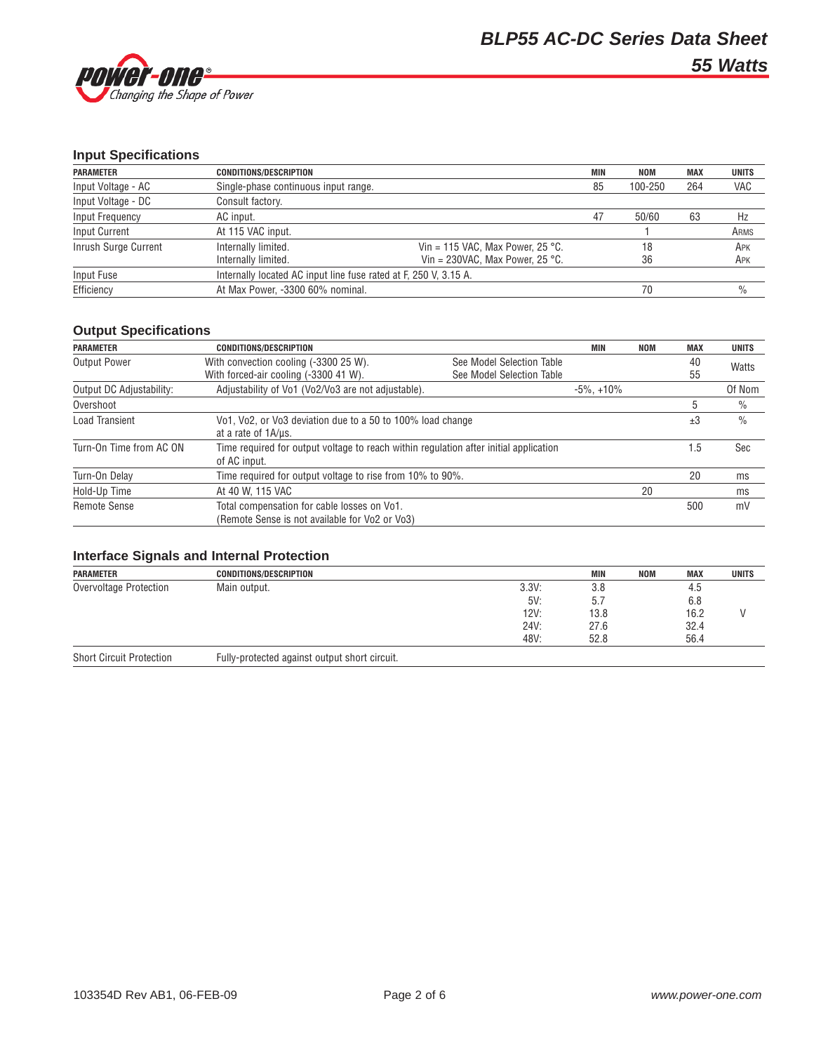## Input Specifications

| PARAMETER | CONDITIONS/DESCRIPTION | | MIN | NOM | MAX | UNITS |
|---|---|---|---|---|---|---|
| Input Voltage - AC | Single-phase continuous input range. | | 85 | 100-250 | 264 | VAC |
| Input Voltage - DC | Consult factory. | | | | | |
| Input Frequency | AC input. | | 47 | 50/60 | 63 | Hz |
| Input Current | At 115 VAC input. | | | 1 | | ARMS |
| Inrush Surge Current | Internally limited.<br>Internally limited. | Vin = 115 VAC, Max Power, 25 °C.<br>Vin = 230VAC, Max Power, 25 °C. | | 18<br>36 | | APK<br>APK |
| Input Fuse | Internally located AC input line fuse rated at F, 250 V, 3.15 A. | | | | | |
| Efficiency | At Max Power, -3300 60% nominal. | | | 70 | | % |

## Output Specifications

| PARAMETER | CONDITIONS/DESCRIPTION | | MIN | NOM | MAX | UNITS |
|---|---|---|---|---|---|---|
| Output Power | With convection cooling (-3300 25 W).<br>With forced-air cooling (-3300 41 W). | See Model Selection Table<br>See Model Selection Table | | | 40<br>55 | Watts |
| Output DC Adjustability: | Adjustability of Vo1 (Vo2/Vo3 are not adjustable). | | -5%, +10% | | | Of Nom |
| Overshoot | | | | | 5 | % |
| Load Transient | Vo1, Vo2, or Vo3 deviation due to a 50 to 100% load change at a rate of 1A/µs. | | | | ±3 | % |
| Turn-On Time from AC ON | Time required for output voltage to reach within regulation after initial application of AC input. | | | | 1.5 | Sec |
| Turn-On Delay | Time required for output voltage to rise from 10% to 90%. | | | | 20 | ms |
| Hold-Up Time | At 40 W, 115 VAC | | | 20 | | ms |
| Remote Sense | Total compensation for cable losses on Vo1.<br>(Remote Sense is not available for Vo2 or Vo3) | | | | 500 | mV |

## Interface Signals and Internal Protection

| PARAMETER | CONDITIONS/DESCRIPTION | | MIN | NOM | MAX | UNITS |
|---|---|---|---|---|---|---|
| Overvoltage Protection | Main output. | 3.3V:<br>5V:<br>12V:<br>24V:<br>48V: | 3.8<br>5.7<br>13.8<br>27.6<br>52.8 | | 4.5<br>6.8<br>16.2<br>32.4<br>56.4 | V |
| Short Circuit Protection | Fully-protected against output short circuit. | | | | | |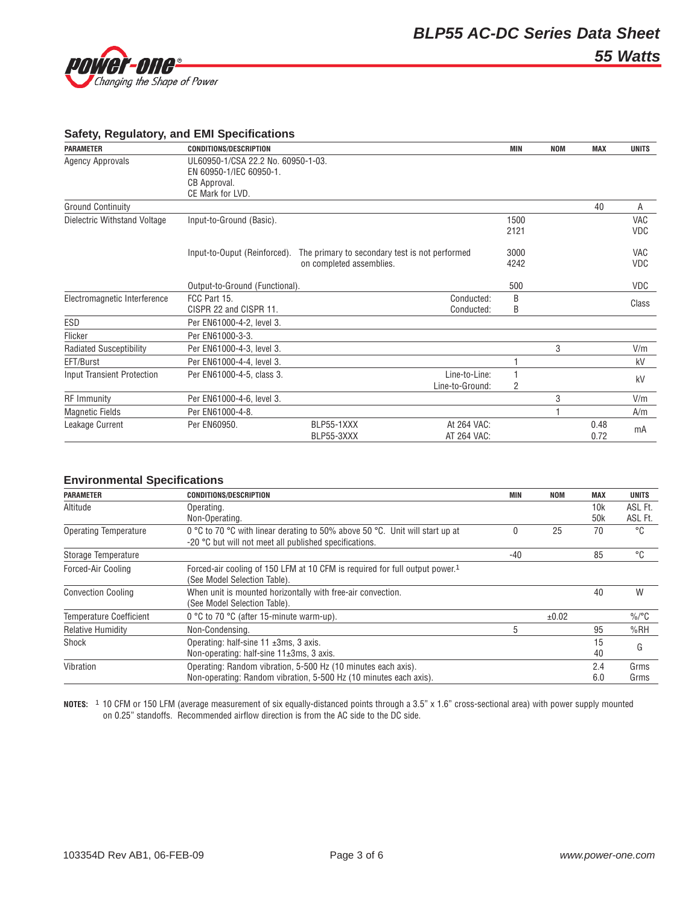## Safety, Regulatory, and EMI Specifications

| PARAMETER | CONDITIONS/DESCRIPTION | | | MIN | NOM | MAX | UNITS |
|---|---|---|---|---|---|---|---|
| Agency Approvals | UL60950-1/CSA 22.2 No. 60950-1-03.<br>EN 60950-1/IEC 60950-1.<br>CB Approval.<br>CE Mark for LVD. | | | | | | |
| Ground Continuity | | | | | | 40 | A |
| Dielectric Withstand Voltage | Input-to-Ground (Basic). | | | 1500<br>2121 | | | VAC<br>VDC |
| | Input-to-Ouput (Reinforced). | The primary to secondary test is not performed on completed assemblies. | | 3000<br>4242 | | | VAC<br>VDC |
| | Output-to-Ground (Functional). | | | 500 | | | VDC |
| Electromagnetic Interference | FCC Part 15.<br>CISPR 22 and CISPR 11. | | Conducted:<br>Conducted: | B<br>B | | | Class |
| ESD | Per EN61000-4-2, level 3. | | | | | | |
| Flicker | Per EN61000-3-3. | | | | | | |
| Radiated Susceptibility | Per EN61000-4-3, level 3. | | | | 3 | | V/m |
| EFT/Burst | Per EN61000-4-4, level 3. | | | 1 | | | kV |
| Input Transient Protection | Per EN61000-4-5, class 3. | | Line-to-Line:<br>Line-to-Ground: | 1<br>2 | | | kV |
| RF Immunity | Per EN61000-4-6, level 3. | | | | 3 | | V/m |
| Magnetic Fields | Per EN61000-4-8. | | | | 1 | | A/m |
| Leakage Current | Per EN60950. | BLP55-1XXX<br>BLP55-3XXX | At 264 VAC:<br>AT 264 VAC: | | | 0.48<br>0.72 | mA |

## Environmental Specifications

| PARAMETER | CONDITIONS/DESCRIPTION | MIN | NOM | MAX | UNITS |
|---|---|---|---|---|---|
| Altitude | Operating.<br>Non-Operating. | | | 10k<br>50k | ASL Ft.<br>ASL Ft. |
| Operating Temperature | 0 °C to 70 °C with linear derating to 50% above 50 °C. Unit will start up at -20 °C but will not meet all published specifications. | 0 | 25 | 70 | °C |
| Storage Temperature | | -40 | | 85 | °C |
| Forced-Air Cooling | Forced-air cooling of 150 LFM at 10 CFM is required for full output power.[1] (See Model Selection Table). | | | | |
| Convection Cooling | When unit is mounted horizontally with free-air convection. (See Model Selection Table). | | | 40 | W |
| Temperature Coefficient | 0 °C to 70 °C (after 15-minute warm-up). | | ±0.02 | | %/°C |
| Relative Humidity | Non-Condensing. | 5 | | 95 | %RH |
| Shock | Operating: half-sine 11 ±3ms, 3 axis.<br>Non-operating: half-sine 11±3ms, 3 axis. | | | 15<br>40 | G |
| Vibration | Operating: Random vibration, 5-500 Hz (10 minutes each axis).<br>Non-operating: Random vibration, 5-500 Hz (10 minutes each axis). | | | 2.4<br>6.0 | Grms<br>Grms |

**NOTES:** [1] 10 CFM or 150 LFM (average measurement of six equally-distanced points through a 3.5" x 1.6" cross-sectional area) with power supply mounted on 0.25" standoffs. Recommended airflow direction is from the AC side to the DC side.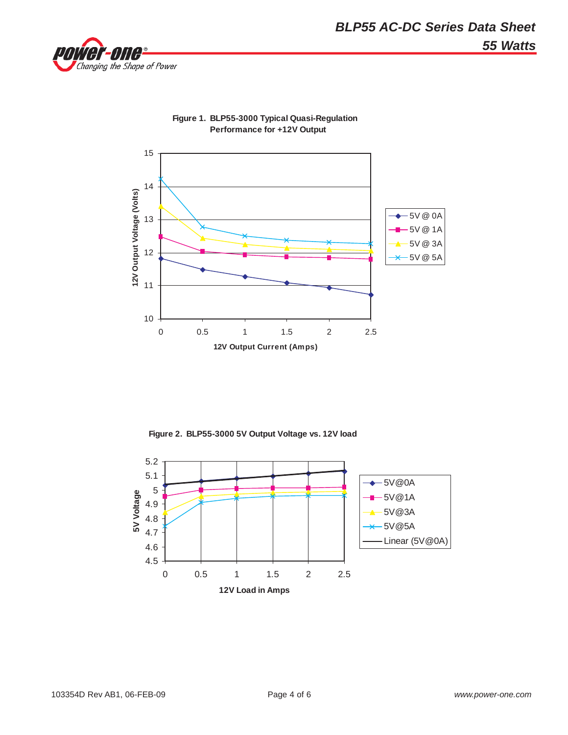**Figure 1. BLP55-3000 Typical Quasi-Regulation Performance for +12V Output**

**Figure 2. BLP55-3000 5V Output Voltage vs. 12V load**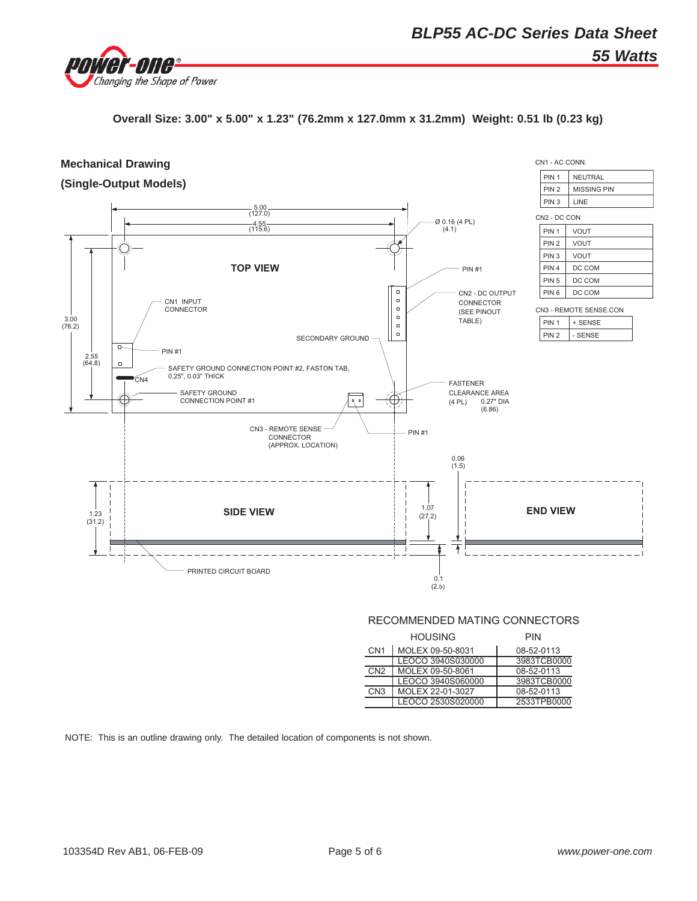**Overall Size: 3.00" x 5.00" x 1.23" (76.2mm x 127.0mm x 31.2mm) Weight: 0.51 lb (0.23 kg)**

## Mechanical Drawing

## (Single-Output Models)

TOP VIEW

5.00 (127.0)
4.55 (115.6)
Ø 0.16 (4 PL) (4.1)
3.00 (76.2)
2.55 (64.8)
PIN #1
CN2 - DC OUTPUT CONNECTOR (SEE PINOUT TABLE)
CN1 INPUT CONNECTOR
SECONDARY GROUND
PIN #1
SAFETY GROUND CONNECTION POINT #2, FASTON TAB, 0.25", 0.03" THICK
CN4
SAFETY GROUND CONNECTION POINT #1
FASTENER CLEARANCE AREA (4 PL) 0.27" DIA (6.86)
CN3 - REMOTE SENSE CONNECTOR (APPROX. LOCATION)
PIN #1

SIDE VIEW

END VIEW

1.23 (31.2)
1.07 (27.2)
0.06 (1.5)
0.1 (2.5)
PRINTED CIRCUIT BOARD

CN1 - AC CONN.

| | |
|---|---|
| PIN 1 | NEUTRAL |
| PIN 2 | MISSING PIN |
| PIN 3 | LINE |

CN2 - DC CON

| | |
|---|---|
| PIN 1 | VOUT |
| PIN 2 | VOUT |
| PIN 3 | VOUT |
| PIN 4 | DC COM |
| PIN 5 | DC COM |
| PIN 6 | DC COM |

CN3 - REMOTE SENSE.CON

| | |
|---|---|
| PIN 1 | + SENSE |
| PIN 2 | - SENSE |

RECOMMENDED MATING CONNECTORS

| | HOUSING | PIN |
|---|---|---|
| CN1 | MOLEX 09-50-8031 | 08-52-0113 |
| | LEOCO 3940S030000 | 3983TCB0000 |
| CN2 | MOLEX 09-50-8061 | 08-52-0113 |
| | LEOCO 3940S060000 | 3983TCB0000 |
| CN3 | MOLEX 22-01-3027 | 08-52-0113 |
| | LEOCO 2530S020000 | 2533TPB0000 |

NOTE: This is an outline drawing only. The detailed location of components is not shown.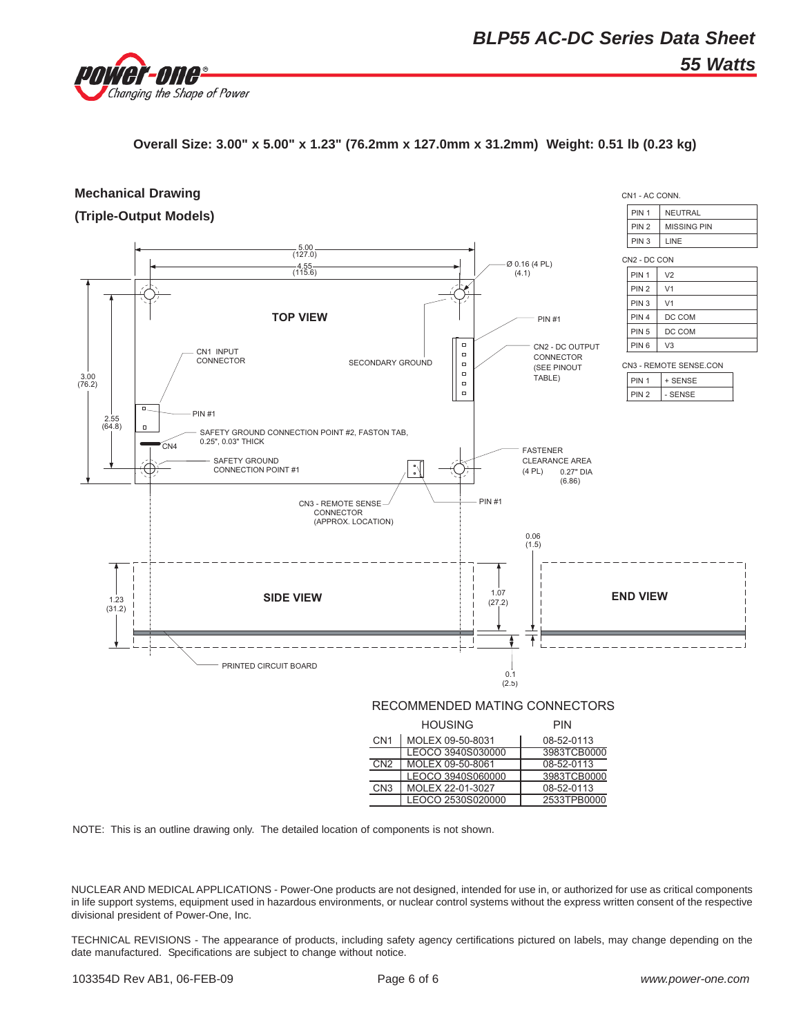**Overall Size: 3.00" x 5.00" x 1.23" (76.2mm x 127.0mm x 31.2mm) Weight: 0.51 lb (0.23 kg)**

## Mechanical Drawing

## (Triple-Output Models)

CN1 - AC CONN.

| | |
|---|---|
| PIN 1 | NEUTRAL |
| PIN 2 | MISSING PIN |
| PIN 3 | LINE |

CN2 - DC CON

| | |
|---|---|
| PIN 1 | V2 |
| PIN 2 | V1 |
| PIN 3 | V1 |
| PIN 4 | DC COM |
| PIN 5 | DC COM |
| PIN 6 | V3 |

CN3 - REMOTE SENSE.CON

| | |
|---|---|
| PIN 1 | + SENSE |
| PIN 2 | - SENSE |

TOP VIEW

5.00
(127.0)
4.55
(115.6)
Ø 0.16 (4 PL)
(4.1)
3.00
(76.2)
2.55
(64.8)
PIN #1
CN1 INPUT CONNECTOR
SECONDARY GROUND
CN2 - DC OUTPUT CONNECTOR (SEE PINOUT TABLE)
PIN #1
SAFETY GROUND CONNECTION POINT #2, FASTON TAB, 0.25", 0.03" THICK
CN4
SAFETY GROUND CONNECTION POINT #1
FASTENER CLEARANCE AREA (4 PL) 0.27" DIA (6.86)
CN3 - REMOTE SENSE CONNECTOR (APPROX. LOCATION)
PIN #1

SIDE VIEW

1.23
(31.2)
1.07
(27.2)
0.06
(1.5)
0.1
(2.5)
PRINTED CIRCUIT BOARD

END VIEW

RECOMMENDED MATING CONNECTORS

| | HOUSING | PIN |
|---|---|---|
| CN1 | MOLEX 09-50-8031 | 08-52-0113 |
| | LEOCO 3940S030000 | 3983TCB0000 |
| CN2 | MOLEX 09-50-8061 | 08-52-0113 |
| | LEOCO 3940S060000 | 3983TCB0000 |
| CN3 | MOLEX 22-01-3027 | 08-52-0113 |
| | LEOCO 2530S020000 | 2533TPB0000 |

NOTE: This is an outline drawing only. The detailed location of components is not shown.

NUCLEAR AND MEDICAL APPLICATIONS - Power-One products are not designed, intended for use in, or authorized for use as critical components in life support systems, equipment used in hazardous environments, or nuclear control systems without the express written consent of the respective divisional president of Power-One, Inc.

TECHNICAL REVISIONS - The appearance of products, including safety agency certifications pictured on labels, may change depending on the date manufactured. Specifications are subject to change without notice.